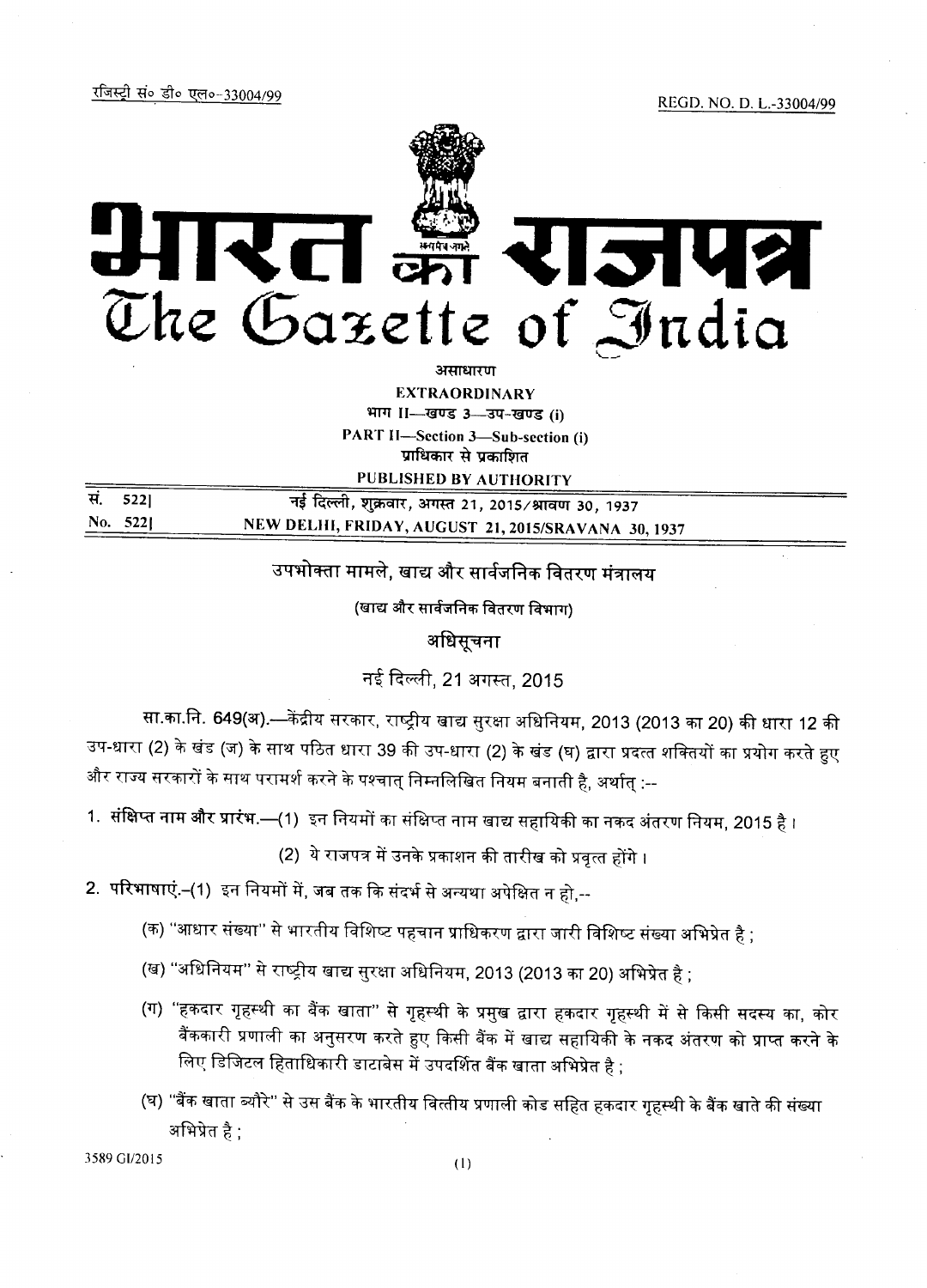रजिस्ट्री सं० डी० एल०-33004/99 REGD. NO. D. L.-33004/99

# भारत का राजपत्र
# The Gazette of India

असाधारण
**EXTRAORDINARY**
भाग II—खण्ड 3—उप-खण्ड (i)
**PART II—Section 3—Sub-section (i)**
प्राधिकार से प्रकाशित
**PUBLISHED BY AUTHORITY**

| | |
|---|---|
| सं. 522] | नई दिल्ली, शुक्रवार, अगस्त 21, 2015/श्रावण 30, 1937 |
| No. 522] | NEW DELHI, FRIDAY, AUGUST 21, 2015/SRAVANA 30, 1937 |

## उपभोक्ता मामले, खाद्य और सार्वजनिक वितरण मंत्रालय

(खाद्य और सार्वजनिक वितरण विभाग)

### अधिसूचना

नई दिल्ली, 21 अगस्त, 2015

**सा.का.नि. 649(अ).**—केंद्रीय सरकार, राष्ट्रीय खाद्य सुरक्षा अधिनियम, 2013 (2013 का 20) की धारा 12 की उप-धारा (2) के खंड (ज) के साथ पठित धारा 39 की उप-धारा (2) के खंड (घ) द्वारा प्रदत्त शक्तियों का प्रयोग करते हुए और राज्य सरकारों के साथ परामर्श करने के पश्चात् निम्नलिखित नियम बनाती है, अर्थात् :--

1. **संक्षिप्त नाम और प्रारंभ.**—(1) इन नियमों का संक्षिप्त नाम खाद्य सहायिकी का नकद अंतरण नियम, 2015 है ।

   (2) ये राजपत्र में उनके प्रकाशन की तारीख को प्रवृत्त होंगे ।

2. **परिभाषाएं.**–(1) इन नियमों में, जब तक कि संदर्भ से अन्यथा अपेक्षित न हो,--

   (क) "आधार संख्या" से भारतीय विशिष्ट पहचान प्राधिकरण द्वारा जारी विशिष्ट संख्या अभिप्रेत है ;

   (ख) "अधिनियम" से राष्ट्रीय खाद्य सुरक्षा अधिनियम, 2013 (2013 का 20) अभिप्रेत है ;

   (ग) "हकदार गृहस्थी का बैंक खाता" से गृहस्थी के प्रमुख द्वारा हकदार गृहस्थी में से किसी सदस्य का, कोर बैंककारी प्रणाली का अनुसरण करते हुए किसी बैंक में खाद्य सहायिकी के नकद अंतरण को प्राप्त करने के लिए डिजिटल हिताधिकारी डाटाबेस में उपदर्शित बैंक खाता अभिप्रेत है ;

   (घ) "बैंक खाता ब्यौरे" से उस बैंक के भारतीय वित्तीय प्रणाली कोड सहित हकदार गृहस्थी के बैंक खाते की संख्या अभिप्रेत है ;

3589 GI/2015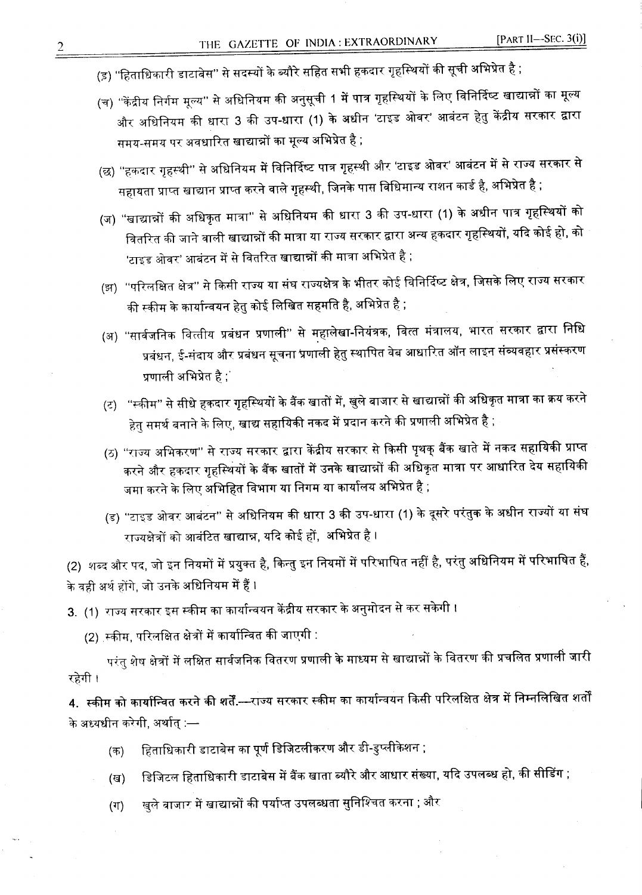(ङ) "हिताधिकारी डाटाबेस" से सदस्यों के ब्यौरे सहित सभी हकदार गृहस्थियों की सूची अभिप्रेत है ;

(च) "केंद्रीय निर्गम मूल्य" से अधिनियम की अनुसूची 1 में पात्र गृहस्थियों के लिए विनिर्दिष्ट खाद्यान्नों का मूल्य और अधिनियम की धारा 3 की उप-धारा (1) के अधीन 'टाइड ओवर' आबंटन हेतु केंद्रीय सरकार द्वारा समय-समय पर अवधारित खाद्यान्नों का मूल्य अभिप्रेत है ;

(छ) "हकदार गृहस्थी" से अधिनियम में विनिर्दिष्ट पात्र गृहस्थी और 'टाइड ओवर' आबंटन में से राज्य सरकार से सहायता प्राप्त खाद्यान प्राप्त करने वाले गृहस्थी, जिनके पास विधिमान्य राशन कार्ड है, अभिप्रेत है ;

(ज) "खाद्यान्नों की अधिकृत मात्रा" से अधिनियम की धारा 3 की उप-धारा (1) के अधीन पात्र गृहस्थियों को वितरित की जाने वाली खाद्यान्नों की मात्रा या राज्य सरकार द्वारा अन्य हकदार गृहस्थियों, यदि कोई हो, को 'टाइड ओवर' आबंटन में से वितरित खाद्यान्नों की मात्रा अभिप्रेत है ;

(झ) "परिलक्षित क्षेत्र" से किसी राज्य या संघ राज्यक्षेत्र के भीतर कोई विनिर्दिष्ट क्षेत्र, जिसके लिए राज्य सरकार की स्कीम के कार्यान्वयन हेतु कोई लिखित सहमति है, अभिप्रेत है ;

(ञ) "सार्वजनिक वित्तीय प्रबंधन प्रणाली" से महालेखा-नियंत्रक, वित्त मंत्रालय, भारत सरकार द्वारा निधि प्रबंधन, ई-संदाय और प्रबंधन सूचना प्रणाली हेतु स्थापित वेब आधारित ऑन लाइन संव्यवहार प्रसंस्करण प्रणाली अभिप्रेत है ;

(ट) "स्कीम" से सीधे हकदार गृहस्थियों के बैंक खातों में, खुले बाजार से खाद्यान्नों की अधिकृत मात्रा का क्रय करने हेतु समर्थ बनाने के लिए, खाद्य सहायिकी नकद में प्रदान करने की प्रणाली अभिप्रेत है ;

(ठ) "राज्य अभिकरण" से राज्य सरकार द्वारा केंद्रीय सरकार से किसी पृथक् बैंक खाते में नकद सहायिकी प्राप्त करने और हकदार गृहस्थियों के बैंक खातों में उनके खाद्यान्नों की अधिकृत मात्रा पर आधारित देय सहायिकी जमा करने के लिए अभिहित विभाग या निगम या कार्यालय अभिप्रेत है ;

(ड) "टाइड ओवर आबंटन" से अधिनियम की धारा 3 की उप-धारा (1) के दूसरे परंतुक के अधीन राज्यों या संघ राज्यक्षेत्रों को आबंटित खाद्यान्न, यदि कोई हों, अभिप्रेत है।

(2) शब्द और पद, जो इन नियमों में प्रयुक्त है, किन्तु इन नियमों में परिभाषित नहीं है, परंतु अधिनियम में परिभाषित हैं, के वही अर्थ होंगे, जो उनके अधिनियम में हैं।

3. (1) राज्य सरकार इस स्कीम का कार्यान्वयन केंद्रीय सरकार के अनुमोदन से कर सकेगी।

(2) स्कीम, परिलक्षित क्षेत्रों में कार्यान्वित की जाएगी :

परंतु शेष क्षेत्रों में लक्षित सार्वजनिक वितरण प्रणाली के माध्यम से खाद्यान्नों के वितरण की प्रचलित प्रणाली जारी रहेगी।

**4. स्कीम को कार्यान्वित करने की शर्तें.**—राज्य सरकार स्कीम का कार्यान्वयन किसी परिलक्षित क्षेत्र में निम्नलिखित शर्तों के अध्यधीन करेगी, अर्थात् :—

(क) हिताधिकारी डाटाबेस का पूर्ण डिजिटलीकरण और डी-डुप्लीकेशन ;

(ख) डिजिटल हिताधिकारी डाटाबेस में बैंक खाता ब्यौरे और आधार संख्या, यदि उपलब्ध हो, की सीडिंग ;

(ग) खुले बाजार में खाद्यान्नों की पर्याप्त उपलब्धता सुनिश्चित करना ; और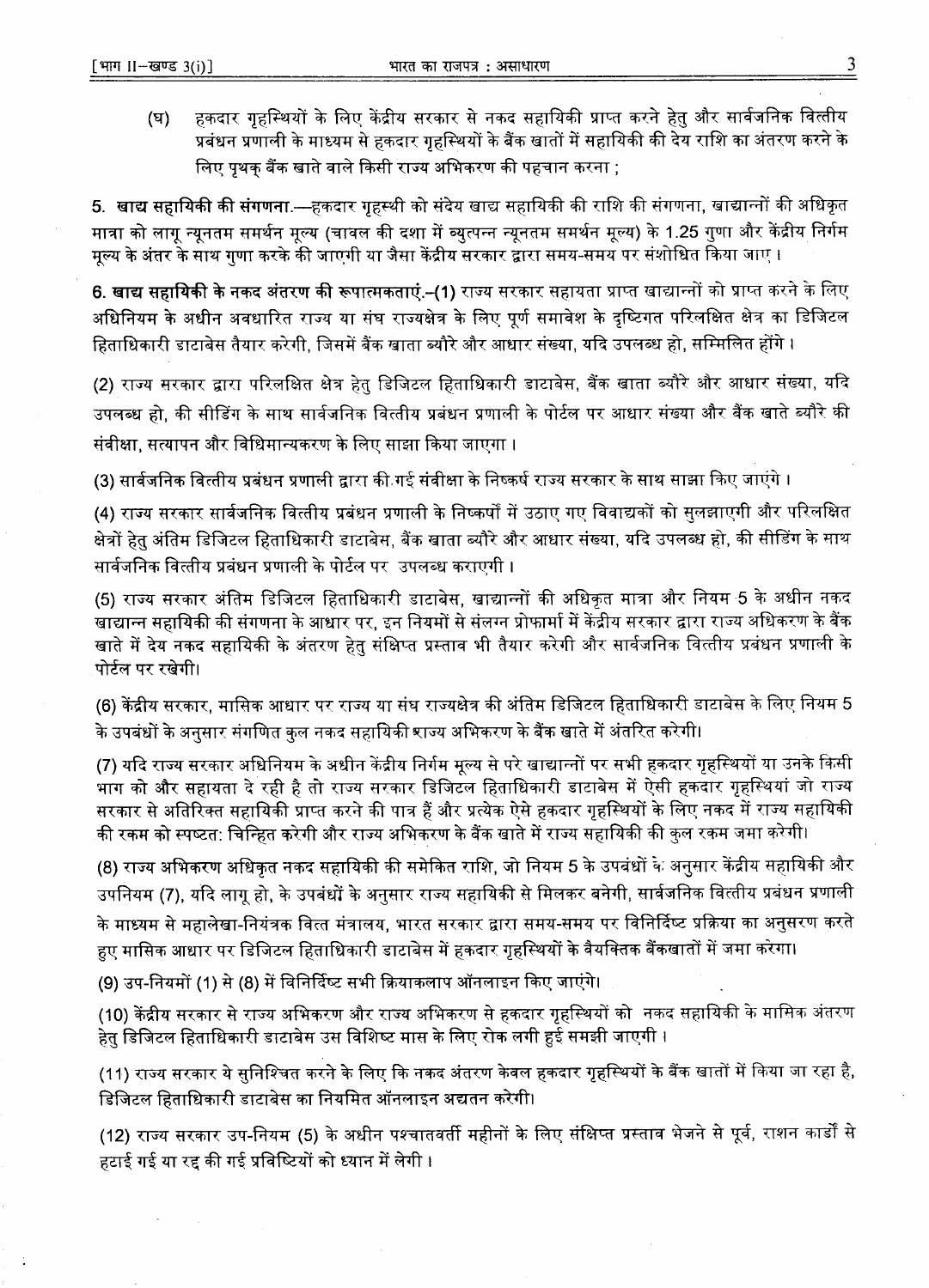(घ) हकदार गृहस्थियों के लिए केंद्रीय सरकार से नकद सहायिकी प्राप्त करने हेतु और सार्वजनिक वित्तीय प्रबंधन प्रणाली के माध्यम से हकदार गृहस्थियों के बैंक खातों में सहायिकी की देय राशि का अंतरण करने के लिए पृथक् बैंक खाते वाले किसी राज्य अभिकरण की पहचान करना ;

**5. खाद्य सहायिकी की संगणना.**—हकदार गृहस्थी को संदेय खाद्य सहायिकी की राशि की संगणना, खाद्यान्नों की अधिकृत मात्रा को लागू न्यूनतम समर्थन मूल्य (चावल की दशा में व्युत्पन्न न्यूनतम समर्थन मूल्य) के 1.25 गुणा और केंद्रीय निर्गम मूल्य के अंतर के साथ गुणा करके की जाएगी या जैसा केंद्रीय सरकार द्वारा समय-समय पर संशोधित किया जाए ।

**6. खाद्य सहायिकी के नकद अंतरण की रूपात्मकताएं.**–(1) राज्य सरकार सहायता प्राप्त खाद्यान्नों को प्राप्त करने के लिए अधिनियम के अधीन अवधारित राज्य या संघ राज्यक्षेत्र के लिए पूर्ण समावेश के दृष्टिगत परिलक्षित क्षेत्र का डिजिटल हिताधिकारी डाटाबेस तैयार करेगी, जिसमें बैंक खाता ब्यौरे और आधार संख्या, यदि उपलब्ध हो, सम्मिलित होंगे ।

(2) राज्य सरकार द्वारा परिलक्षित क्षेत्र हेतु डिजिटल हिताधिकारी डाटाबेस, बैंक खाता ब्यौरे और आधार संख्या, यदि उपलब्ध हो, की सीडिंग के साथ सार्वजनिक वित्तीय प्रबंधन प्रणाली के पोर्टल पर आधार संख्या और बैंक खाते ब्यौरे की संवीक्षा, सत्यापन और विधिमान्यकरण के लिए साझा किया जाएगा ।

(3) सार्वजनिक वित्तीय प्रबंधन प्रणाली द्वारा की गई संवीक्षा के निष्कर्ष राज्य सरकार के साथ साझा किए जाएंगे ।

(4) राज्य सरकार सार्वजनिक वित्तीय प्रबंधन प्रणाली के निष्कर्षों में उठाए गए विवाद्यकों को सुलझाएगी और परिलक्षित क्षेत्रों हेतु अंतिम डिजिटल हिताधिकारी डाटाबेस, बैंक खाता ब्यौरे और आधार संख्या, यदि उपलब्ध हो, की सीडिंग के साथ सार्वजनिक वित्तीय प्रबंधन प्रणाली के पोर्टल पर उपलब्ध कराएगी ।

(5) राज्य सरकार अंतिम डिजिटल हिताधिकारी डाटाबेस, खाद्यान्नों की अधिकृत मात्रा और नियम 5 के अधीन नकद खाद्यान्न सहायिकी की संगणना के आधार पर, इन नियमों से संलग्न प्रोफार्मा में केंद्रीय सरकार द्वारा राज्य अधिकरण के बैंक खाते में देय नकद सहायिकी के अंतरण हेतु संक्षिप्त प्रस्ताव भी तैयार करेगी और सार्वजनिक वित्तीय प्रबंधन प्रणाली के पोर्टल पर रखेगी।

(6) केंद्रीय सरकार, मासिक आधार पर राज्य या संघ राज्यक्षेत्र की अंतिम डिजिटल हिताधिकारी डाटाबेस के लिए नियम 5 के उपबंधों के अनुसार संगणित कुल नकद सहायिकी राज्य अभिकरण के बैंक खाते में अंतरित करेगी।

(7) यदि राज्य सरकार अधिनियम के अधीन केंद्रीय निर्गम मूल्य से परे खाद्यान्नों पर सभी हकदार गृहस्थियों या उनके किसी भाग को और सहायता दे रही है तो राज्य सरकार डिजिटल हिताधिकारी डाटाबेस में ऐसी हकदार गृहस्थियां जो राज्य सरकार से अतिरिक्त सहायिकी प्राप्त करने की पात्र हैं और प्रत्येक ऐसे हकदार गृहस्थियों के लिए नकद में राज्य सहायिकी की रकम को स्पष्टत: चिन्हित करेगी और राज्य अभिकरण के बैंक खाते में राज्य सहायिकी की कुल रकम जमा करेगी।

(8) राज्य अभिकरण अधिकृत नकद सहायिकी की समेकित राशि, जो नियम 5 के उपबंधों के अनुसार केंद्रीय सहायिकी और उपनियम (7), यदि लागू हो, के उपबंधों के अनुसार राज्य सहायिकी से मिलकर बनेगी, सार्वजनिक वित्तीय प्रबंधन प्रणाली के माध्यम से महालेखा-नियंत्रक वित्त मंत्रालय, भारत सरकार द्वारा समय-समय पर विनिर्दिष्ट प्रक्रिया का अनुसरण करते हुए मासिक आधार पर डिजिटल हिताधिकारी डाटाबेस में हकदार गृहस्थियों के वैयक्तिक बैंकखातों में जमा करेगा।

(9) उप-नियमों (1) से (8) में विनिर्दिष्ट सभी क्रियाकलाप ऑनलाइन किए जाएंगे।

(10) केंद्रीय सरकार से राज्य अभिकरण और राज्य अभिकरण से हकदार गृहस्थियों को नकद सहायिकी के मासिक अंतरण हेतु डिजिटल हिताधिकारी डाटाबेस उस विशिष्ट मास के लिए रोक लगी हुई समझी जाएगी ।

(11) राज्य सरकार ये सुनिश्चित करने के लिए कि नकद अंतरण केवल हकदार गृहस्थियों के बैंक खातों में किया जा रहा है, डिजिटल हिताधिकारी डाटाबेस का नियमित ऑनलाइन अद्यतन करेगी।

(12) राज्य सरकार उप-नियम (5) के अधीन पश्चातवर्ती महीनों के लिए संक्षिप्त प्रस्ताव भेजने से पूर्व, राशन कार्डों से हटाई गई या रद्द की गई प्रविष्टियों को ध्यान में लेगी ।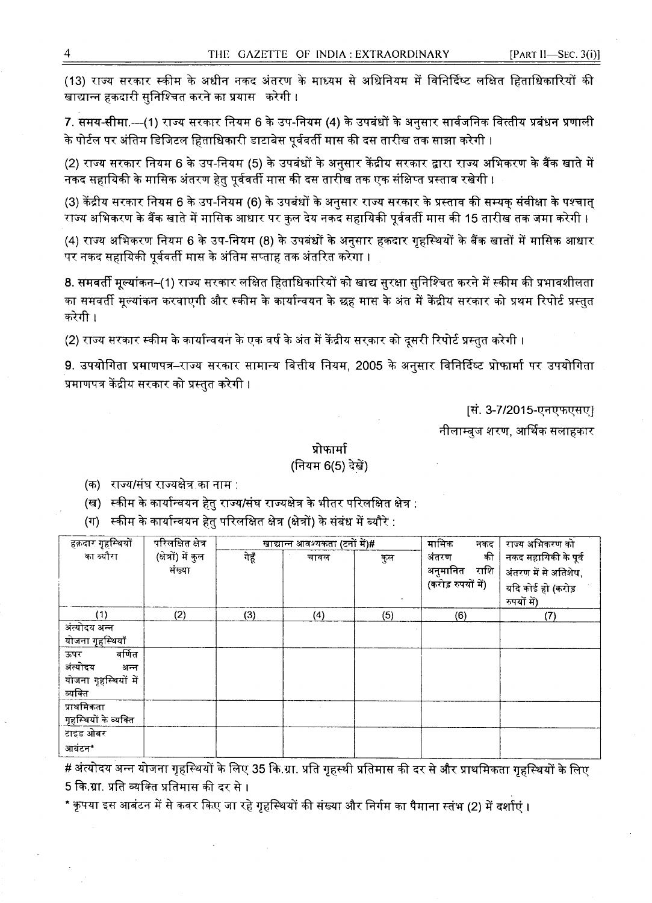(13) राज्य सरकार स्कीम के अधीन नकद अंतरण के माध्यम से अधिनियम में विनिर्दिष्ट लक्षित हिताधिकारियों की खाद्यान्न हकदारी सुनिश्चित करने का प्रयास करेगी ।

**7. समय-सीमा.**—(1) राज्य सरकार नियम 6 के उप-नियम (4) के उपबंधों के अनुसार सार्वजनिक वित्तीय प्रबंधन प्रणाली के पोर्टल पर अंतिम डिजिटल हिताधिकारी डाटाबेस पूर्ववर्ती मास की दस तारीख तक साझा करेगी ।

(2) राज्य सरकार नियम 6 के उप-नियम (5) के उपबंधों के अनुसार केंद्रीय सरकार द्वारा राज्य अभिकरण के बैंक खाते में नकद सहायिकी के मासिक अंतरण हेतु पूर्ववर्ती मास की दस तारीख तक एक संक्षिप्त प्रस्ताव रखेगी ।

(3) केंद्रीय सरकार नियम 6 के उप-नियम (6) के उपबंधों के अनुसार राज्य सरकार के प्रस्ताव की सम्यक् संवीक्षा के पश्चात् राज्य अभिकरण के बैंक खाते में मासिक आधार पर कुल देय नकद सहायिकी पूर्ववर्ती मास की 15 तारीख तक जमा करेगी ।

(4) राज्य अभिकरण नियम 6 के उप-नियम (8) के उपबंधों के अनुसार हकदार गृहस्थियों के बैंक खातों में मासिक आधार पर नकद सहायिकी पूर्ववर्ती मास के अंतिम सप्ताह तक अंतरित करेगा ।

**8. समवर्ती मूल्यांकन**–(1) राज्य सरकार लक्षित हिताधिकारियों को खाद्य सुरक्षा सुनिश्चित करने में स्कीम की प्रभावशीलता का समवर्ती मूल्यांकन करवाएगी और स्कीम के कार्यान्वयन के छह मास के अंत में केंद्रीय सरकार को प्रथम रिपोर्ट प्रस्तुत करेगी ।

(2) राज्य सरकार स्कीम के कार्यान्वयन के एक वर्ष के अंत में केंद्रीय सरकार को दूसरी रिपोर्ट प्रस्तुत करेगी ।

**9. उपयोगिता प्रमाणपत्र**–राज्य सरकार सामान्य वित्तीय नियम, 2005 के अनुसार विनिर्दिष्ट प्रोफार्मा पर उपयोगिता प्रमाणपत्र केंद्रीय सरकार को प्रस्तुत करेगी ।

[सं. 3-7/2015-एनएफएसए]

नीलाम्बुज शरण, आर्थिक सलाहकार

## प्रोफार्मा

(नियम 6(5) देखें)

(क) राज्य/संघ राज्यक्षेत्र का नाम :

(ख) स्कीम के कार्यान्वयन हेतु राज्य/संघ राज्यक्षेत्र के भीतर परिलक्षित क्षेत्र :

(ग) स्कीम के कार्यान्वयन हेतु परिलक्षित क्षेत्र (क्षेत्रों) के संबंध में ब्यौरे :

| हकदार गृहस्थियों का ब्यौरा | परिलक्षित क्षेत्र (क्षेत्रों) में कुल संख्या | खाद्यान्न आवश्यकता (टनों में)# | | | मासिक नकद अंतरण की अनुमानित राशि (करोड़ रुपयों में) | राज्य अभिकरण को नकद सहायिकी के पूर्व अंतरण में से अतिशेष, यदि कोई हो (करोड़ रुपयों में) |
|---|---|---|---|---|---|---|
| | | गेहूँ | चावल | कुल | | |
| (1) | (2) | (3) | (4) | (5) | (6) | (7) |
| अंत्योदय अन्न योजना गृहस्थियाँ | | | | | | |
| ऊपर वर्णित अंत्योदय अन्न योजना गृहस्थियों में व्यक्ति | | | | | | |
| प्राथमिकता गृहस्थियों के व्यक्ति | | | | | | |
| टाइड ओवर आवंटन* | | | | | | |

# अंत्योदय अन्न योजना गृहस्थियों के लिए 35 कि.ग्रा. प्रति गृहस्थी प्रतिमास की दर से और प्राथमिकता गृहस्थियों के लिए 5 कि.ग्रा. प्रति व्यक्ति प्रतिमास की दर से ।

* कृपया इस आबंटन में से कवर किए जा रहे गृहस्थियों की संख्या और निर्गम का पैमाना स्तंभ (2) में दर्शाएं ।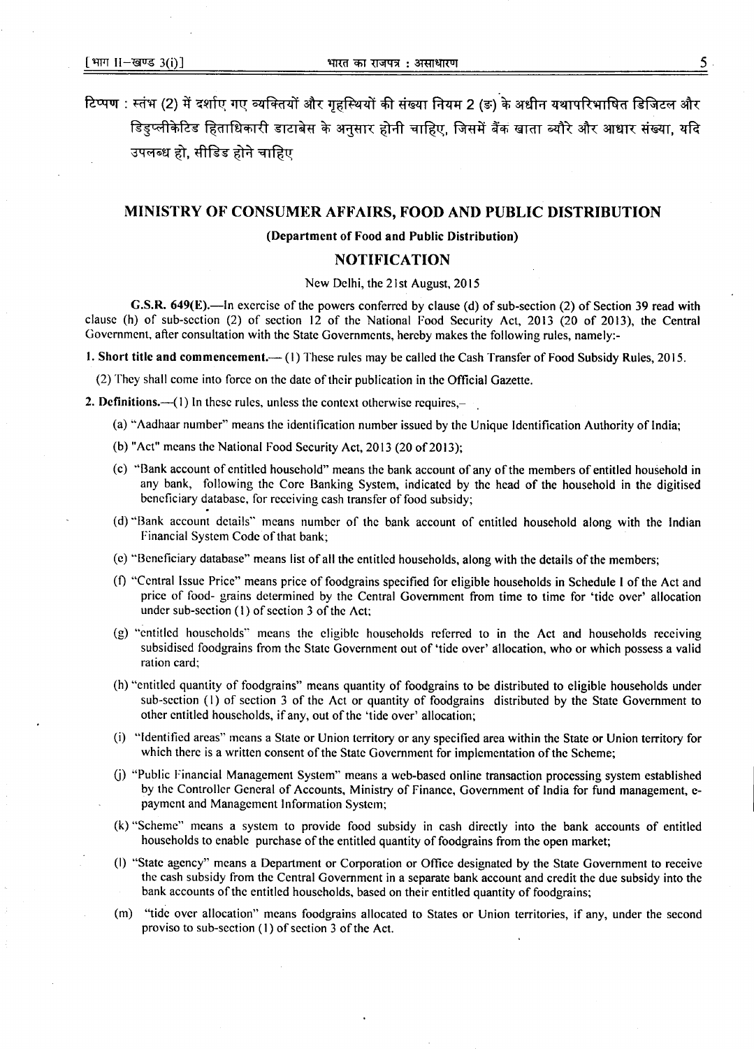टिप्पण : स्तंभ (2) में दर्शाए गए व्यक्तियों और गृहस्थियों की संख्या नियम 2 (ङ) के अधीन यथापरिभाषित डिजिटल और डिडुप्लीकेटिड हिताधिकारी डाटाबेस के अनुसार होनी चाहिए, जिसमें बैंक खाता ब्यौरे और आधार संख्या, यदि उपलब्ध हो, सीडिड होने चाहिए

## MINISTRY OF CONSUMER AFFAIRS, FOOD AND PUBLIC DISTRIBUTION

### (Department of Food and Public Distribution)

### NOTIFICATION

New Delhi, the 21st August, 2015

**G.S.R. 649(E).**—In exercise of the powers conferred by clause (d) of sub-section (2) of Section 39 read with clause (h) of sub-section (2) of section 12 of the National Food Security Act, 2013 (20 of 2013), the Central Government, after consultation with the State Governments, hereby makes the following rules, namely:-

**1. Short title and commencement.**— (1) These rules may be called the Cash Transfer of Food Subsidy Rules, 2015.

(2) They shall come into force on the date of their publication in the Official Gazette.

**2. Definitions.**—(1) In these rules, unless the context otherwise requires,–

(a) "Aadhaar number" means the identification number issued by the Unique Identification Authority of India;

(b) "Act" means the National Food Security Act, 2013 (20 of 2013);

(c) "Bank account of entitled household" means the bank account of any of the members of entitled household in any bank, following the Core Banking System, indicated by the head of the household in the digitised beneficiary database, for receiving cash transfer of food subsidy;

(d) "Bank account details" means number of the bank account of entitled household along with the Indian Financial System Code of that bank;

(e) "Beneficiary database" means list of all the entitled households, along with the details of the members;

(f) "Central Issue Price" means price of foodgrains specified for eligible households in Schedule I of the Act and price of food- grains determined by the Central Government from time to time for 'tide over' allocation under sub-section (1) of section 3 of the Act;

(g) "entitled households" means the eligible households referred to in the Act and households receiving subsidised foodgrains from the State Government out of 'tide over' allocation, who or which possess a valid ration card;

(h) "entitled quantity of foodgrains" means quantity of foodgrains to be distributed to eligible households under sub-section (1) of section 3 of the Act or quantity of foodgrains distributed by the State Government to other entitled households, if any, out of the 'tide over' allocation;

(i) "Identified areas" means a State or Union territory or any specified area within the State or Union territory for which there is a written consent of the State Government for implementation of the Scheme;

(j) "Public Financial Management System" means a web-based online transaction processing system established by the Controller General of Accounts, Ministry of Finance, Government of India for fund management, e-payment and Management Information System;

(k) "Scheme" means a system to provide food subsidy in cash directly into the bank accounts of entitled households to enable purchase of the entitled quantity of foodgrains from the open market;

(l) "State agency" means a Department or Corporation or Office designated by the State Government to receive the cash subsidy from the Central Government in a separate bank account and credit the due subsidy into the bank accounts of the entitled households, based on their entitled quantity of foodgrains;

(m) "tide over allocation" means foodgrains allocated to States or Union territories, if any, under the second proviso to sub-section (1) of section 3 of the Act.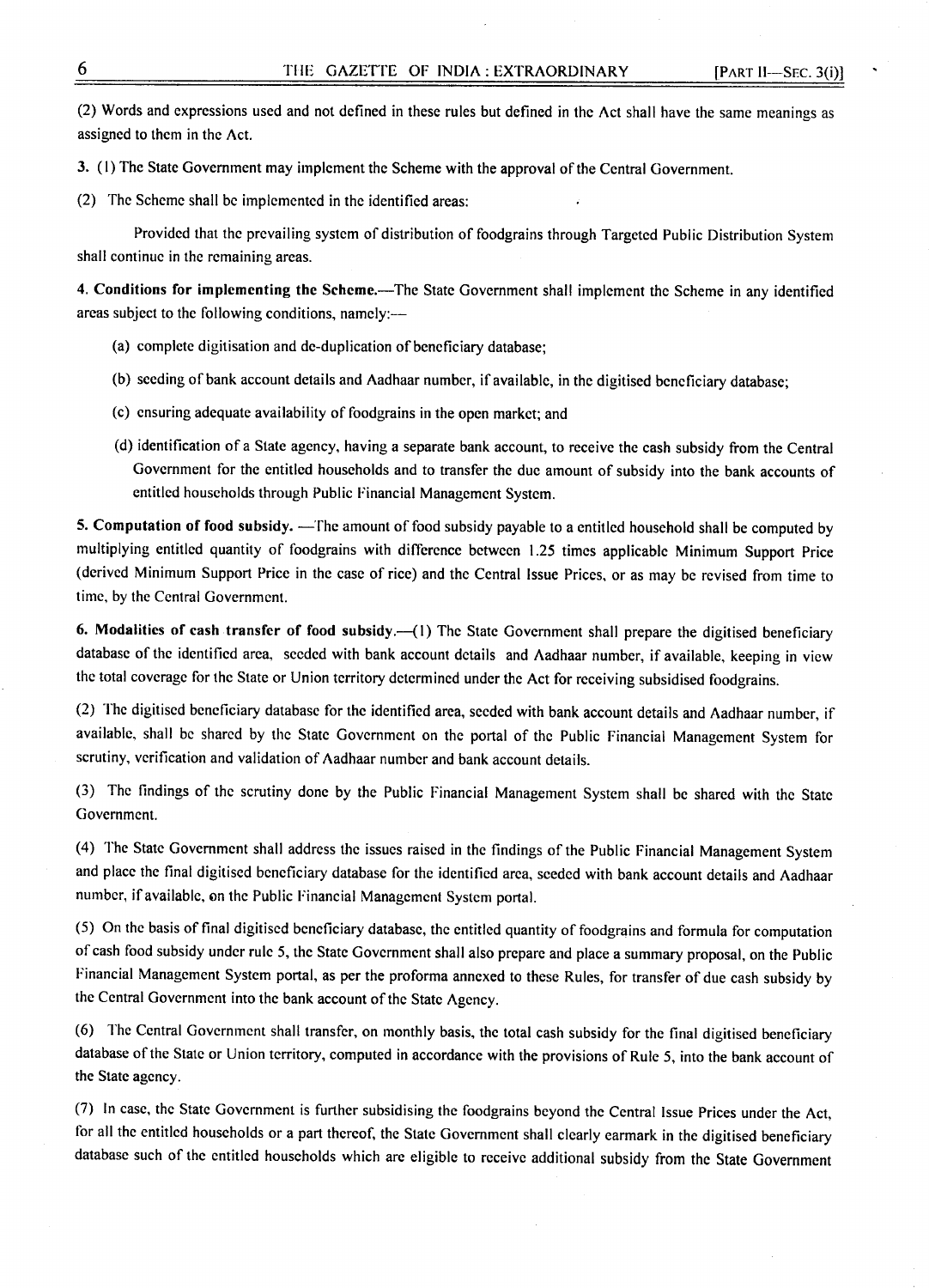(2) Words and expressions used and not defined in these rules but defined in the Act shall have the same meanings as assigned to them in the Act.

**3.** (1) The State Government may implement the Scheme with the approval of the Central Government.

(2) The Scheme shall be implemented in the identified areas:

Provided that the prevailing system of distribution of foodgrains through Targeted Public Distribution System shall continue in the remaining areas.

**4. Conditions for implementing the Scheme.**—The State Government shall implement the Scheme in any identified areas subject to the following conditions, namely:—

(a) complete digitisation and de-duplication of beneficiary database;

(b) seeding of bank account details and Aadhaar number, if available, in the digitised beneficiary database;

(c) ensuring adequate availability of foodgrains in the open market; and

(d) identification of a State agency, having a separate bank account, to receive the cash subsidy from the Central Government for the entitled households and to transfer the due amount of subsidy into the bank accounts of entitled households through Public Financial Management System.

**5. Computation of food subsidy.** —The amount of food subsidy payable to a entitled household shall be computed by multiplying entitled quantity of foodgrains with difference between 1.25 times applicable Minimum Support Price (derived Minimum Support Price in the case of rice) and the Central Issue Prices, or as may be revised from time to time, by the Central Government.

**6. Modalities of cash transfer of food subsidy.**—(1) The State Government shall prepare the digitised beneficiary database of the identified area, seeded with bank account details and Aadhaar number, if available, keeping in view the total coverage for the State or Union territory determined under the Act for receiving subsidised foodgrains.

(2) The digitised beneficiary database for the identified area, seeded with bank account details and Aadhaar number, if available, shall be shared by the State Government on the portal of the Public Financial Management System for scrutiny, verification and validation of Aadhaar number and bank account details.

(3) The findings of the scrutiny done by the Public Financial Management System shall be shared with the State Government.

(4) The State Government shall address the issues raised in the findings of the Public Financial Management System and place the final digitised beneficiary database for the identified area, seeded with bank account details and Aadhaar number, if available, on the Public Financial Management System portal.

(5) On the basis of final digitised beneficiary database, the entitled quantity of foodgrains and formula for computation of cash food subsidy under rule 5, the State Government shall also prepare and place a summary proposal, on the Public Financial Management System portal, as per the proforma annexed to these Rules, for transfer of due cash subsidy by the Central Government into the bank account of the State Agency.

(6) The Central Government shall transfer, on monthly basis, the total cash subsidy for the final digitised beneficiary database of the State or Union territory, computed in accordance with the provisions of Rule 5, into the bank account of the State agency.

(7) In case, the State Government is further subsidising the foodgrains beyond the Central Issue Prices under the Act, for all the entitled households or a part thereof, the State Government shall clearly earmark in the digitised beneficiary database such of the entitled households which are eligible to receive additional subsidy from the State Government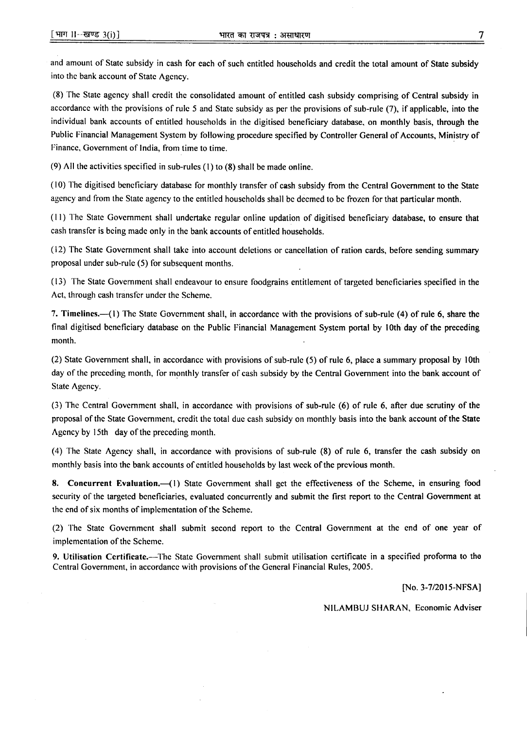and amount of State subsidy in cash for each of such entitled households and credit the total amount of State subsidy into the bank account of State Agency.

(8) The State agency shall credit the consolidated amount of entitled cash subsidy comprising of Central subsidy in accordance with the provisions of rule 5 and State subsidy as per the provisions of sub-rule (7), if applicable, into the individual bank accounts of entitled households in the digitised beneficiary database, on monthly basis, through the Public Financial Management System by following procedure specified by Controller General of Accounts, Ministry of Finance, Government of India, from time to time.

(9) All the activities specified in sub-rules (1) to (8) shall be made online.

(10) The digitised beneficiary database for monthly transfer of cash subsidy from the Central Government to the State agency and from the State agency to the entitled households shall be deemed to be frozen for that particular month.

(11) The State Government shall undertake regular online updation of digitised beneficiary database, to ensure that cash transfer is being made only in the bank accounts of entitled households.

(12) The State Government shall take into account deletions or cancellation of ration cards, before sending summary proposal under sub-rule (5) for subsequent months.

(13) The State Government shall endeavour to ensure foodgrains entitlement of targeted beneficiaries specified in the Act, through cash transfer under the Scheme.

**7. Timelines.**—(1) The State Government shall, in accordance with the provisions of sub-rule (4) of rule 6, share the final digitised beneficiary database on the Public Financial Management System portal by 10th day of the preceding month.

(2) State Government shall, in accordance with provisions of sub-rule (5) of rule 6, place a summary proposal by 10th day of the preceding month, for monthly transfer of cash subsidy by the Central Government into the bank account of State Agency.

(3) The Central Government shall, in accordance with provisions of sub-rule (6) of rule 6, after due scrutiny of the proposal of the State Government, credit the total due cash subsidy on monthly basis into the bank account of the State Agency by 15th day of the preceding month.

(4) The State Agency shall, in accordance with provisions of sub-rule (8) of rule 6, transfer the cash subsidy on monthly basis into the bank accounts of entitled households by last week of the previous month.

**8. Concurrent Evaluation.**—(1) State Government shall get the effectiveness of the Scheme, in ensuring food security of the targeted beneficiaries, evaluated concurrently and submit the first report to the Central Government at the end of six months of implementation of the Scheme.

(2) The State Government shall submit second report to the Central Government at the end of one year of implementation of the Scheme.

**9. Utilisation Certificate.**—The State Government shall submit utilisation certificate in a specified proforma to the Central Government, in accordance with provisions of the General Financial Rules, 2005.

[No. 3-7/2015-NFSA]

NILAMBUJ SHARAN, Economic Adviser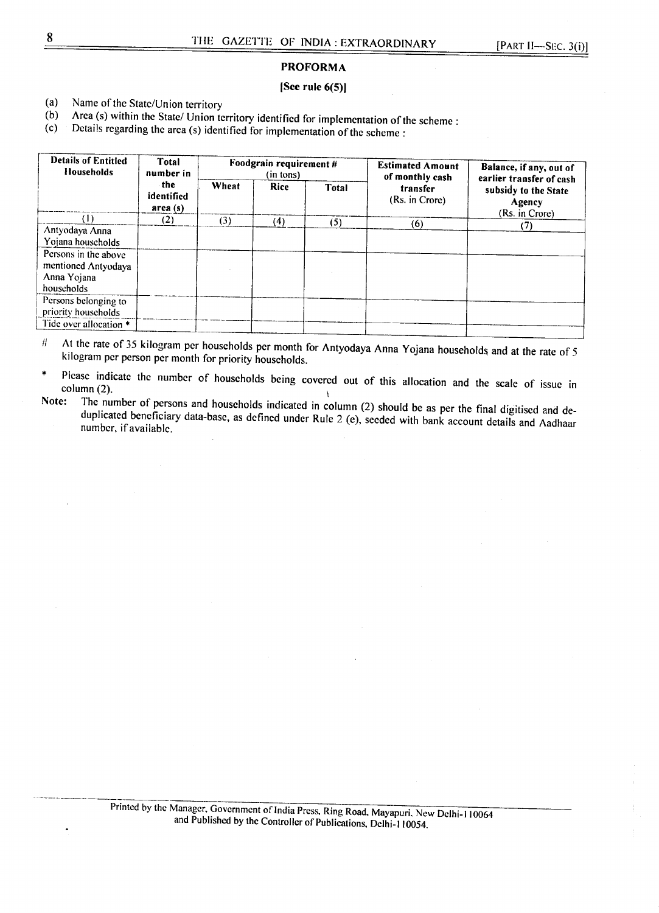## PROFORMA

**[See rule 6(5)]**

(a) Name of the State/Union territory

(b) Area (s) within the State/ Union territory identified for implementation of the scheme :

(c) Details regarding the area (s) identified for implementation of the scheme :

| Details of Entitled Households | Total number in the identified area (s) | Foodgrain requirement # (in tons) | | | Estimated Amount of monthly cash transfer (Rs. in Crore) | Balance, if any, out of earlier transfer of cash subsidy to the State Agency (Rs. in Crore) |
|---|---|---|---|---|---|---|
| | | Wheat | Rice | Total | | |
| (1) | (2) | (3) | (4) | (5) | (6) | (7) |
| Antyodaya Anna Yojana households | | | | | | |
| Persons in the above mentioned Antyodaya Anna Yojana households | | | | | | |
| Persons belonging to priority households | | | | | | |
| Tide over allocation * | | | | | | |

# At the rate of 35 kilogram per households per month for Antyodaya Anna Yojana households and at the rate of 5 kilogram per person per month for priority households.

* Please indicate the number of households being covered out of this allocation and the scale of issue in column (2).

**Note:** The number of persons and households indicated in column (2) should be as per the final digitised and de-duplicated beneficiary data-base, as defined under Rule 2 (e), seeded with bank account details and Aadhaar number, if available.

Printed by the Manager, Government of India Press, Ring Road, Mayapuri, New Delhi-110064
and Published by the Controller of Publications, Delhi-110054.